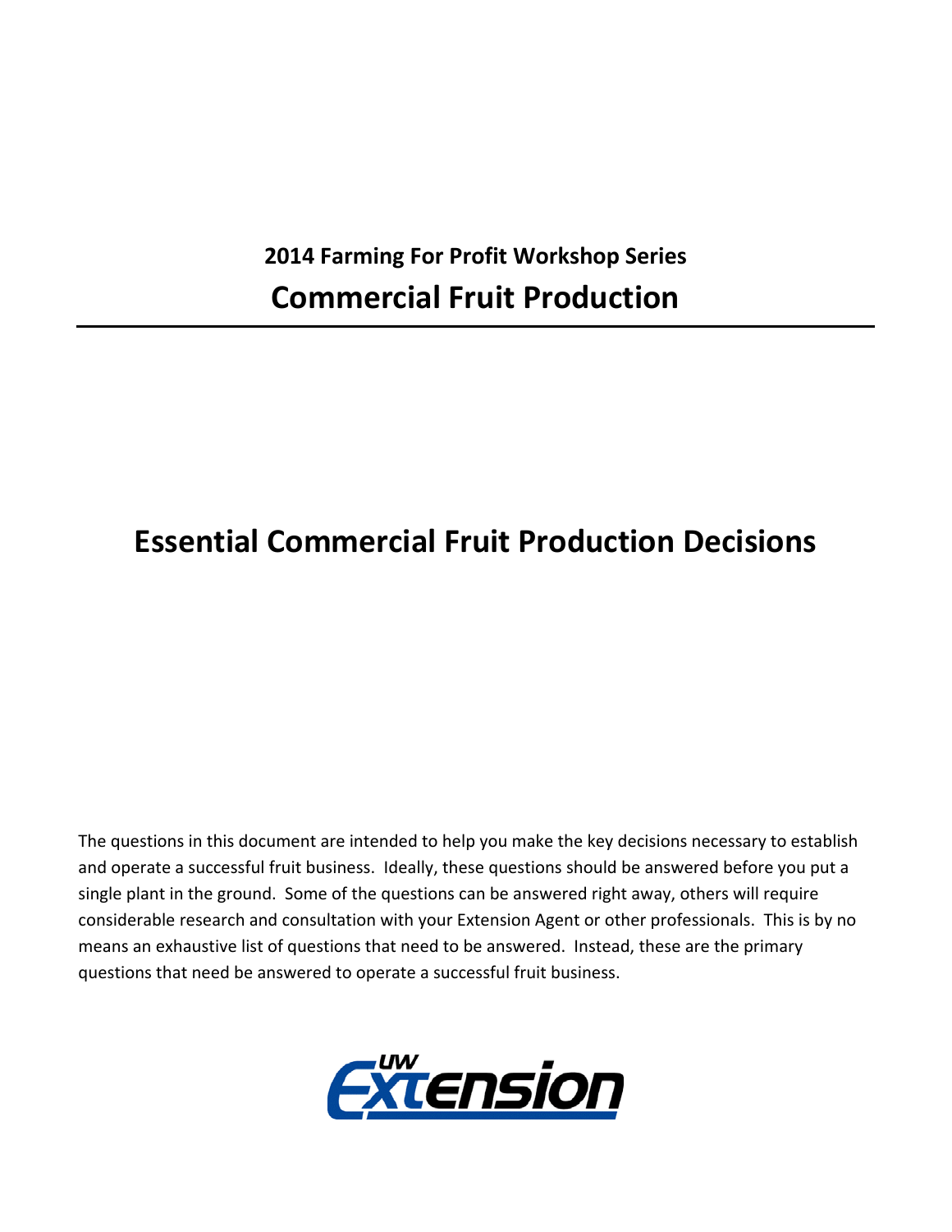## 2014 Farming For Profit Workshop Series

# Commercial Fruit Production

---

# Essential Commercial Fruit Production Decisions

The questions in this document are intended to help you make the key decisions necessary to establish and operate a successful fruit business. Ideally, these questions should be answered before you put a single plant in the ground. Some of the questions can be answered right away, others will require considerable research and consultation with your Extension Agent or other professionals. This is by no means an exhaustive list of questions that need to be answered. Instead, these are the primary questions that need be answered to operate a successful fruit business.

UW Extension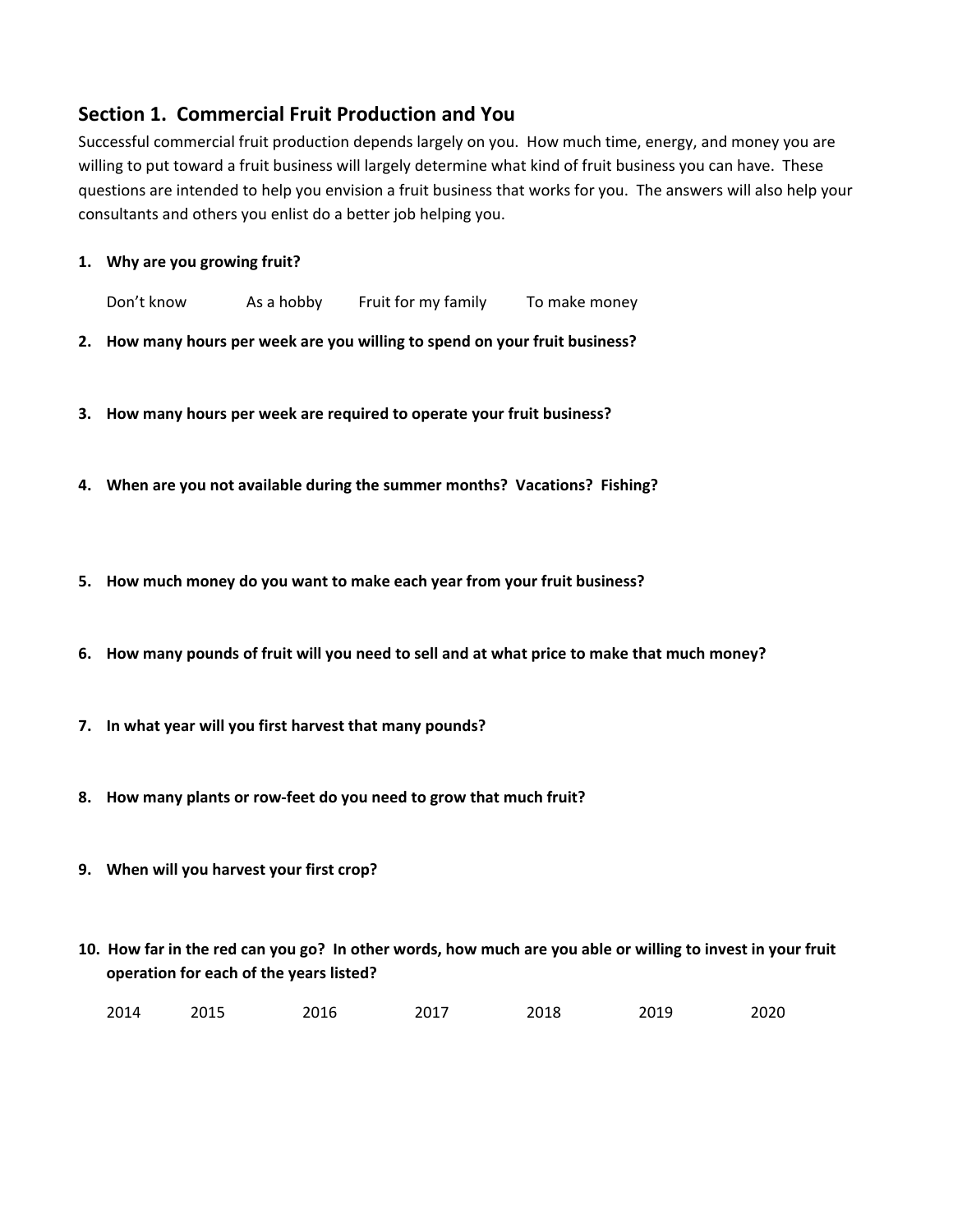## Section 1. Commercial Fruit Production and You

Successful commercial fruit production depends largely on you. How much time, energy, and money you are willing to put toward a fruit business will largely determine what kind of fruit business you can have. These questions are intended to help you envision a fruit business that works for you. The answers will also help your consultants and others you enlist do a better job helping you.

1. **Why are you growing fruit?**

   Don't know     As a hobby     Fruit for my family     To make money

2. **How many hours per week are you willing to spend on your fruit business?**

3. **How many hours per week are required to operate your fruit business?**

4. **When are you not available during the summer months? Vacations? Fishing?**

5. **How much money do you want to make each year from your fruit business?**

6. **How many pounds of fruit will you need to sell and at what price to make that much money?**

7. **In what year will you first harvest that many pounds?**

8. **How many plants or row-feet do you need to grow that much fruit?**

9. **When will you harvest your first crop?**

10. **How far in the red can you go? In other words, how much are you able or willing to invest in your fruit operation for each of the years listed?**

    2014     2015     2016     2017     2018     2019     2020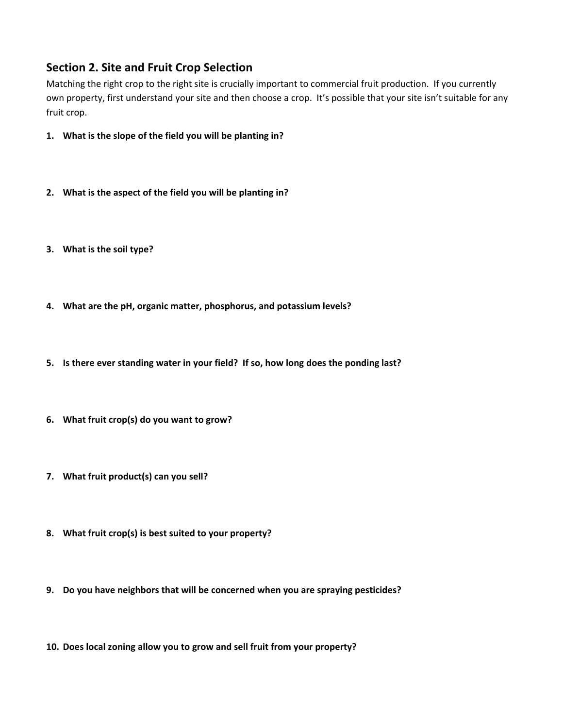## Section 2. Site and Fruit Crop Selection

Matching the right crop to the right site is crucially important to commercial fruit production. If you currently own property, first understand your site and then choose a crop. It's possible that your site isn't suitable for any fruit crop.

1. **What is the slope of the field you will be planting in?**

2. **What is the aspect of the field you will be planting in?**

3. **What is the soil type?**

4. **What are the pH, organic matter, phosphorus, and potassium levels?**

5. **Is there ever standing water in your field? If so, how long does the ponding last?**

6. **What fruit crop(s) do you want to grow?**

7. **What fruit product(s) can you sell?**

8. **What fruit crop(s) is best suited to your property?**

9. **Do you have neighbors that will be concerned when you are spraying pesticides?**

10. **Does local zoning allow you to grow and sell fruit from your property?**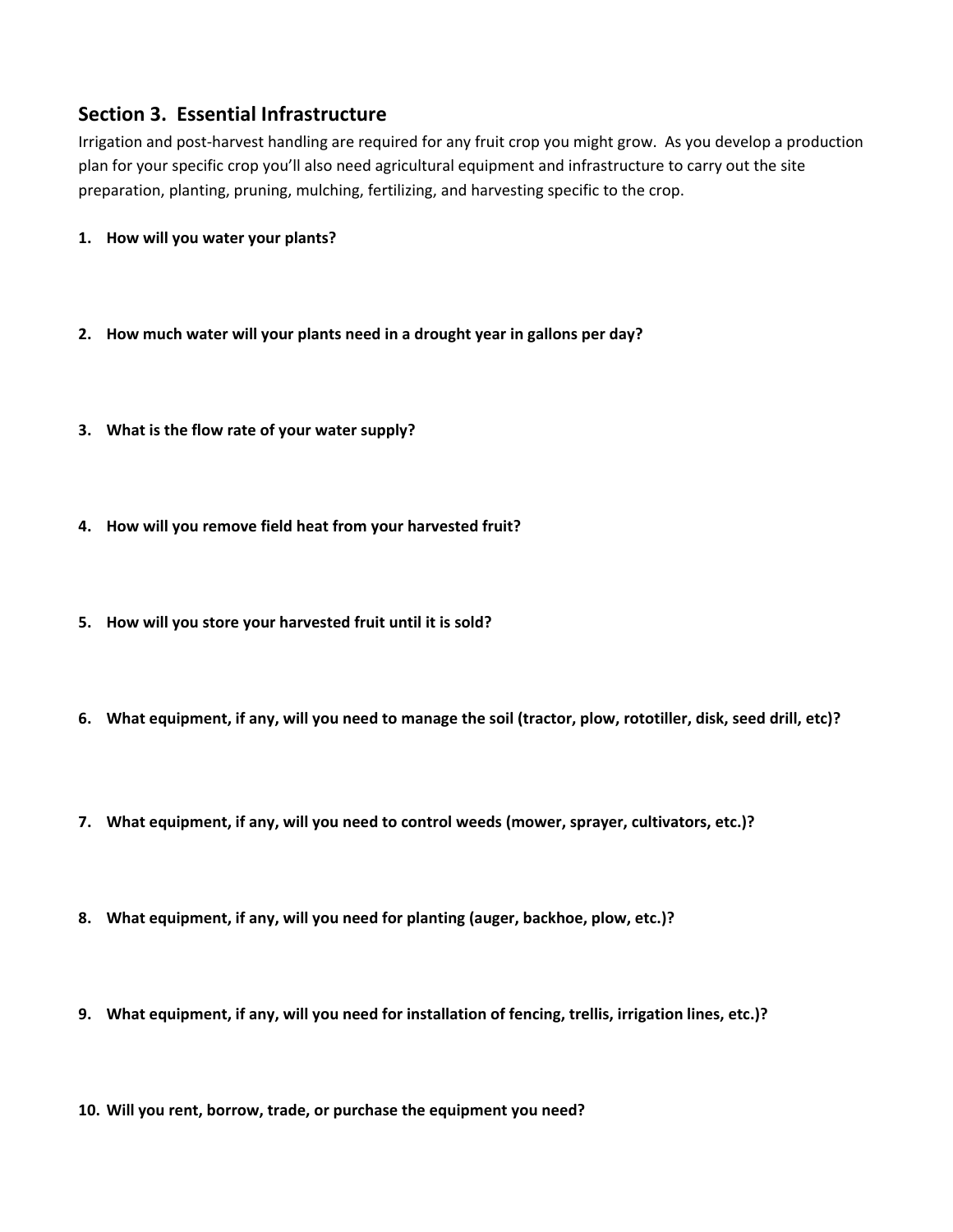## Section 3. Essential Infrastructure

Irrigation and post-harvest handling are required for any fruit crop you might grow. As you develop a production plan for your specific crop you'll also need agricultural equipment and infrastructure to carry out the site preparation, planting, pruning, mulching, fertilizing, and harvesting specific to the crop.

1. **How will you water your plants?**

2. **How much water will your plants need in a drought year in gallons per day?**

3. **What is the flow rate of your water supply?**

4. **How will you remove field heat from your harvested fruit?**

5. **How will you store your harvested fruit until it is sold?**

6. **What equipment, if any, will you need to manage the soil (tractor, plow, rototiller, disk, seed drill, etc)?**

7. **What equipment, if any, will you need to control weeds (mower, sprayer, cultivators, etc.)?**

8. **What equipment, if any, will you need for planting (auger, backhoe, plow, etc.)?**

9. **What equipment, if any, will you need for installation of fencing, trellis, irrigation lines, etc.)?**

10. **Will you rent, borrow, trade, or purchase the equipment you need?**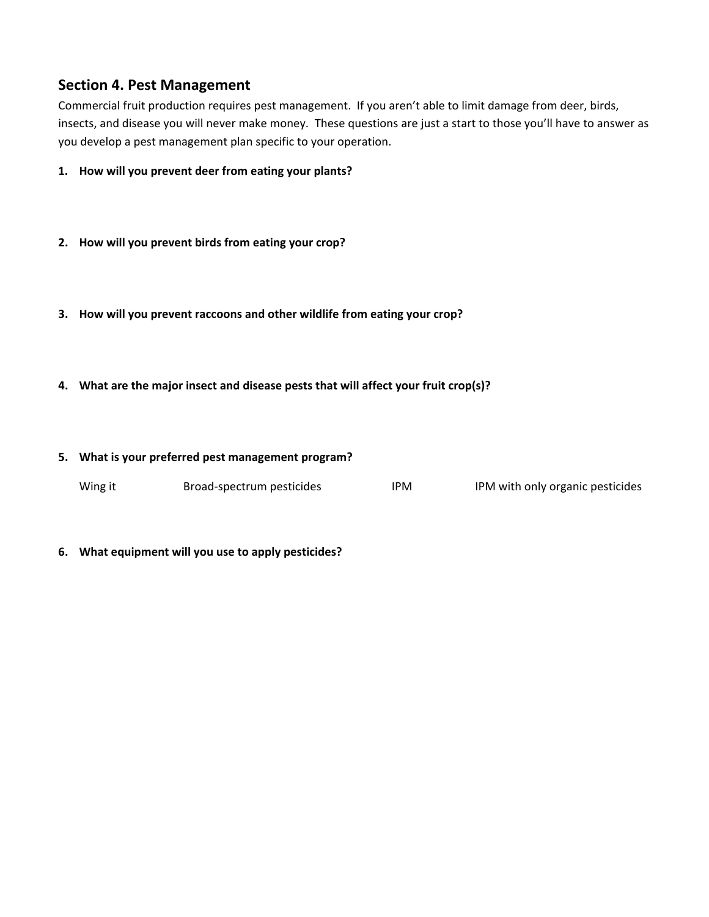## Section 4. Pest Management

Commercial fruit production requires pest management. If you aren't able to limit damage from deer, birds, insects, and disease you will never make money. These questions are just a start to those you'll have to answer as you develop a pest management plan specific to your operation.

1. **How will you prevent deer from eating your plants?**

2. **How will you prevent birds from eating your crop?**

3. **How will you prevent raccoons and other wildlife from eating your crop?**

4. **What are the major insect and disease pests that will affect your fruit crop(s)?**

5. **What is your preferred pest management program?**

   Wing it    Broad-spectrum pesticides    IPM    IPM with only organic pesticides

6. **What equipment will you use to apply pesticides?**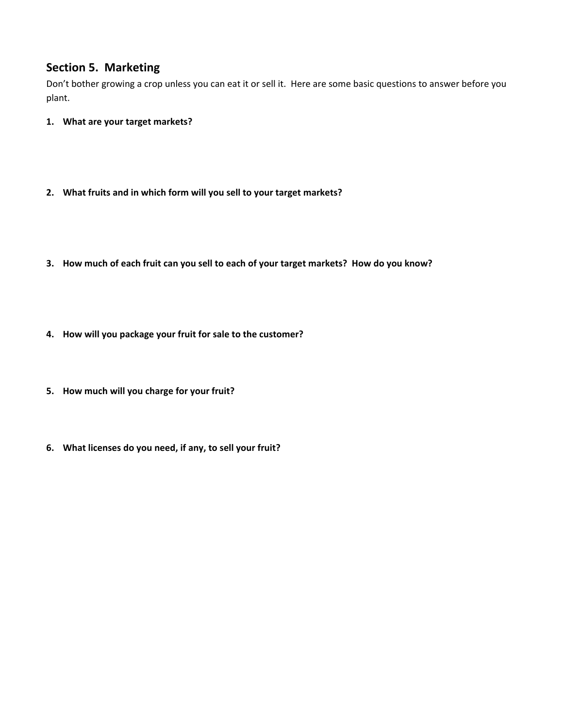## Section 5. Marketing

Don't bother growing a crop unless you can eat it or sell it. Here are some basic questions to answer before you plant.

1. **What are your target markets?**

2. **What fruits and in which form will you sell to your target markets?**

3. **How much of each fruit can you sell to each of your target markets? How do you know?**

4. **How will you package your fruit for sale to the customer?**

5. **How much will you charge for your fruit?**

6. **What licenses do you need, if any, to sell your fruit?**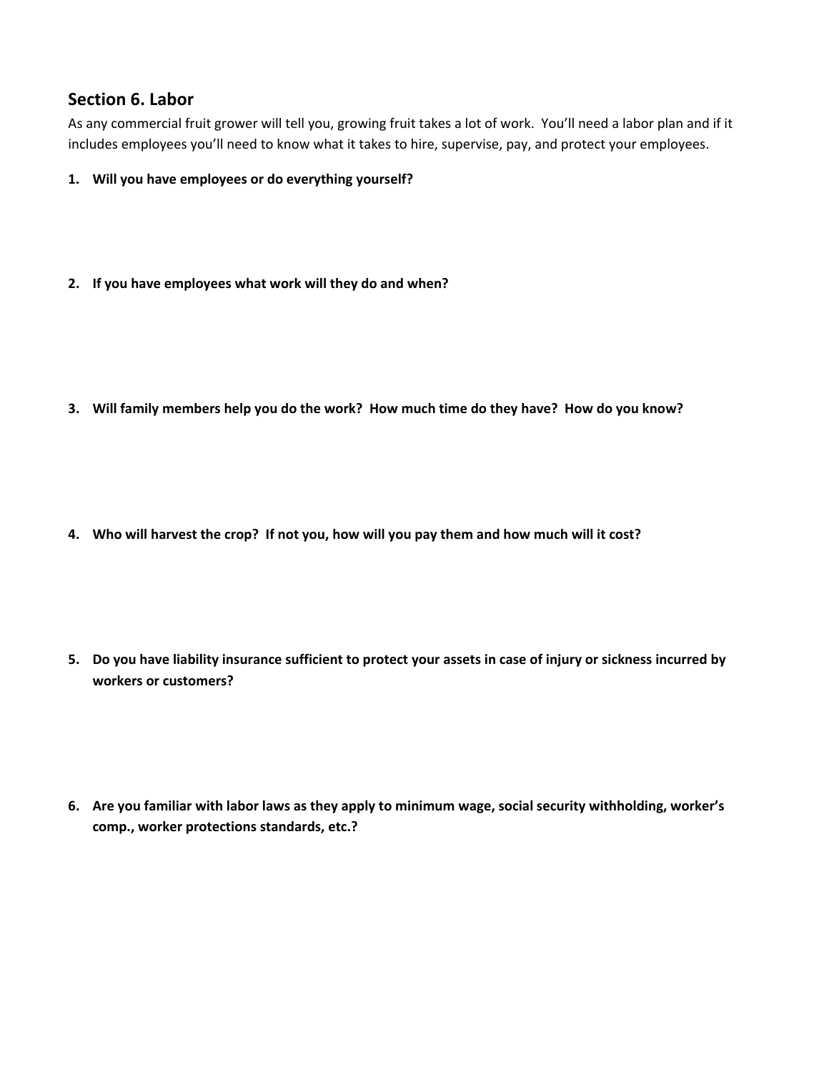## Section 6. Labor

As any commercial fruit grower will tell you, growing fruit takes a lot of work. You'll need a labor plan and if it includes employees you'll need to know what it takes to hire, supervise, pay, and protect your employees.

1. **Will you have employees or do everything yourself?**

2. **If you have employees what work will they do and when?**

3. **Will family members help you do the work? How much time do they have? How do you know?**

4. **Who will harvest the crop? If not you, how will you pay them and how much will it cost?**

5. **Do you have liability insurance sufficient to protect your assets in case of injury or sickness incurred by workers or customers?**

6. **Are you familiar with labor laws as they apply to minimum wage, social security withholding, worker's comp., worker protections standards, etc.?**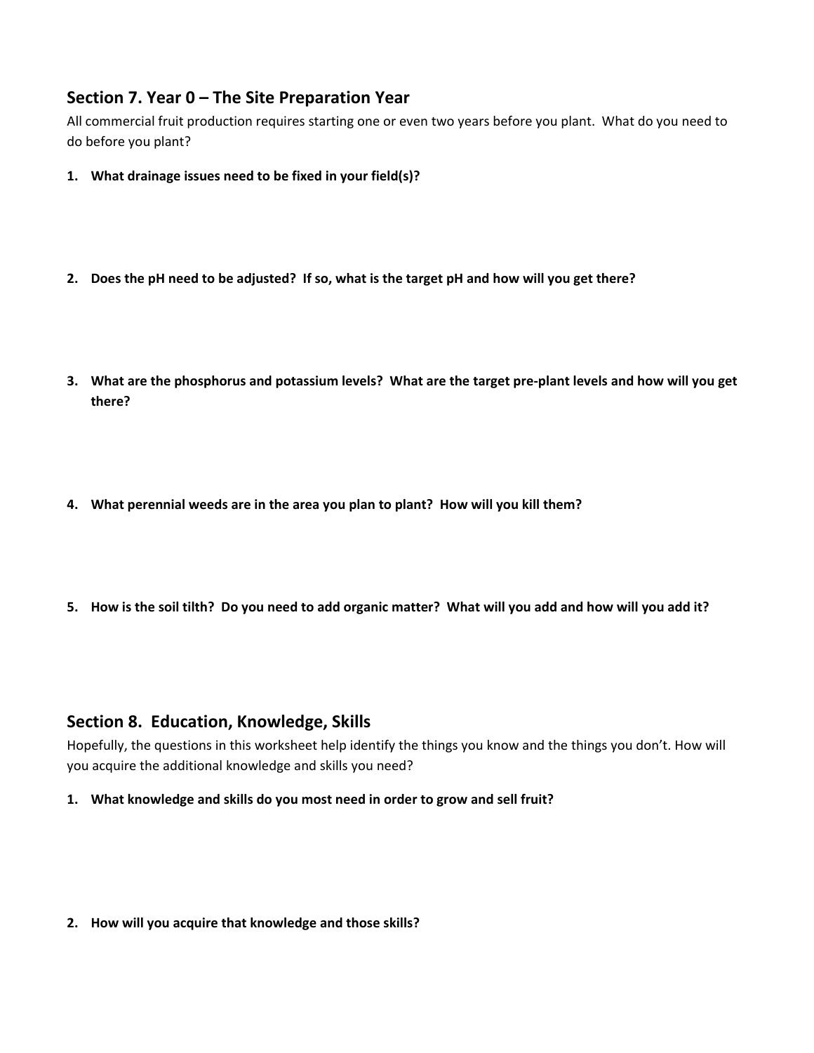## Section 7. Year 0 – The Site Preparation Year

All commercial fruit production requires starting one or even two years before you plant. What do you need to do before you plant?

1. **What drainage issues need to be fixed in your field(s)?**

2. **Does the pH need to be adjusted? If so, what is the target pH and how will you get there?**

3. **What are the phosphorus and potassium levels? What are the target pre-plant levels and how will you get there?**

4. **What perennial weeds are in the area you plan to plant? How will you kill them?**

5. **How is the soil tilth? Do you need to add organic matter? What will you add and how will you add it?**

## Section 8. Education, Knowledge, Skills

Hopefully, the questions in this worksheet help identify the things you know and the things you don't. How will you acquire the additional knowledge and skills you need?

1. **What knowledge and skills do you most need in order to grow and sell fruit?**

2. **How will you acquire that knowledge and those skills?**